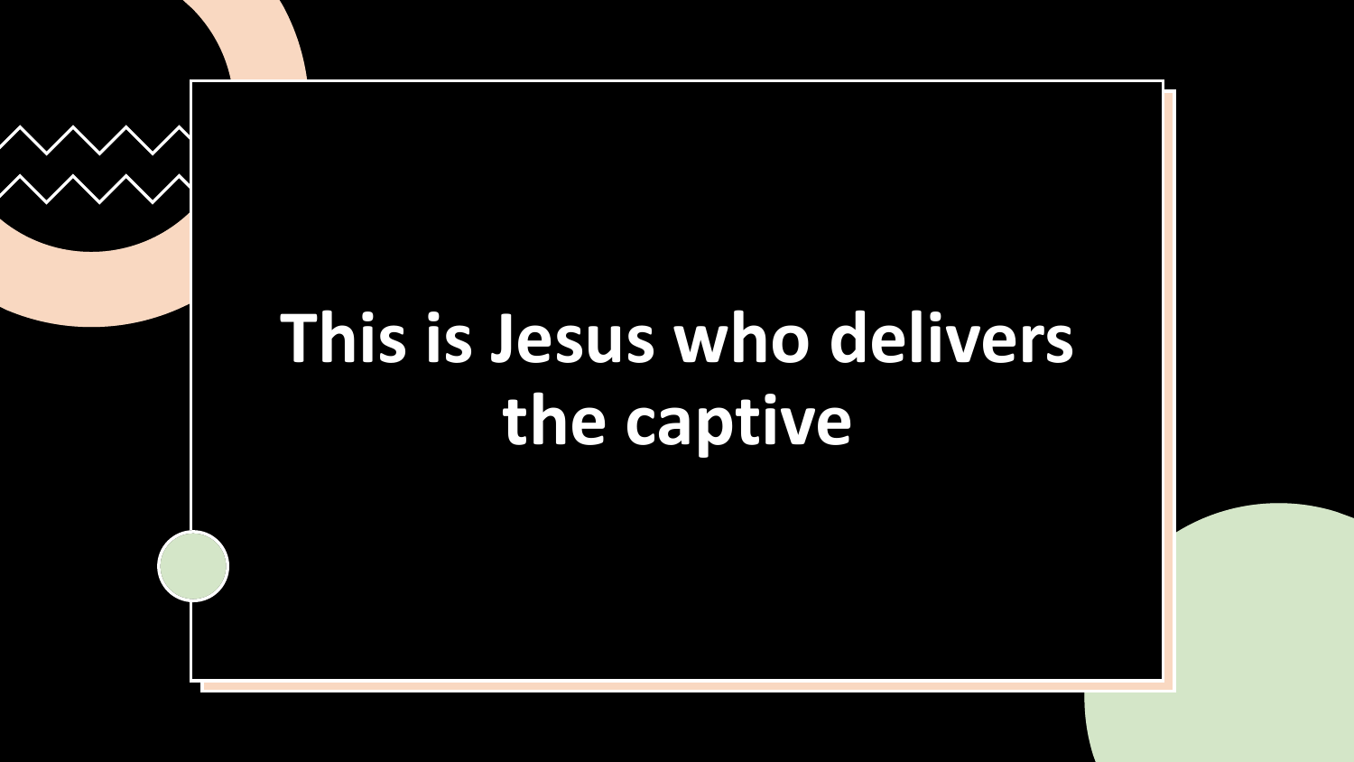# This is Jesus who delivers the captive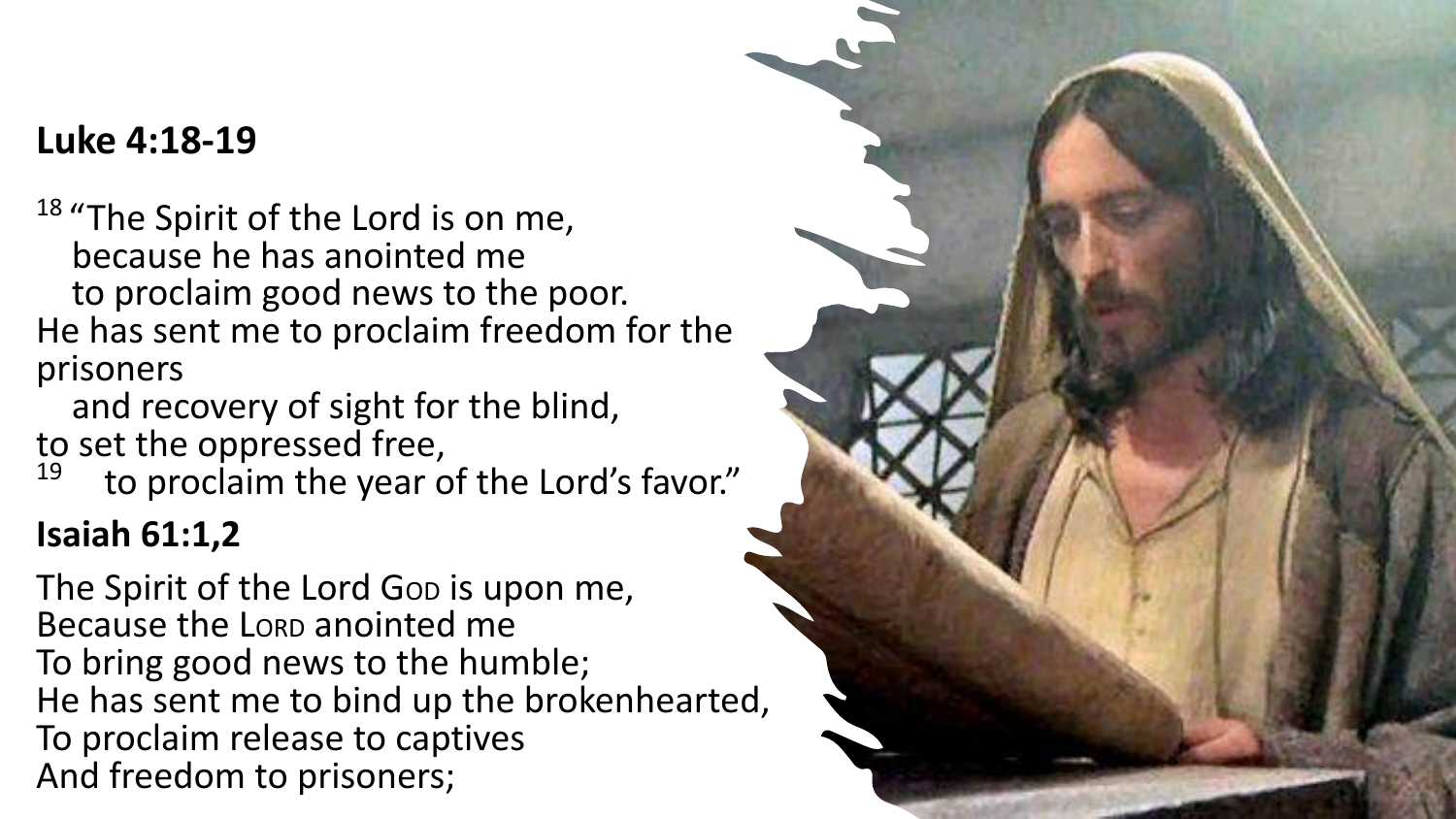**Luke 4:18-19**

[18] "The Spirit of the Lord is on me,
because he has anointed me
to proclaim good news to the poor.
He has sent me to proclaim freedom for the prisoners
and recovery of sight for the blind,
to set the oppressed free,
[19] to proclaim the year of the Lord's favor."

**Isaiah 61:1,2**

The Spirit of the Lord God is upon me,
Because the Lord anointed me
To bring good news to the humble;
He has sent me to bind up the brokenhearted,
To proclaim release to captives
And freedom to prisoners;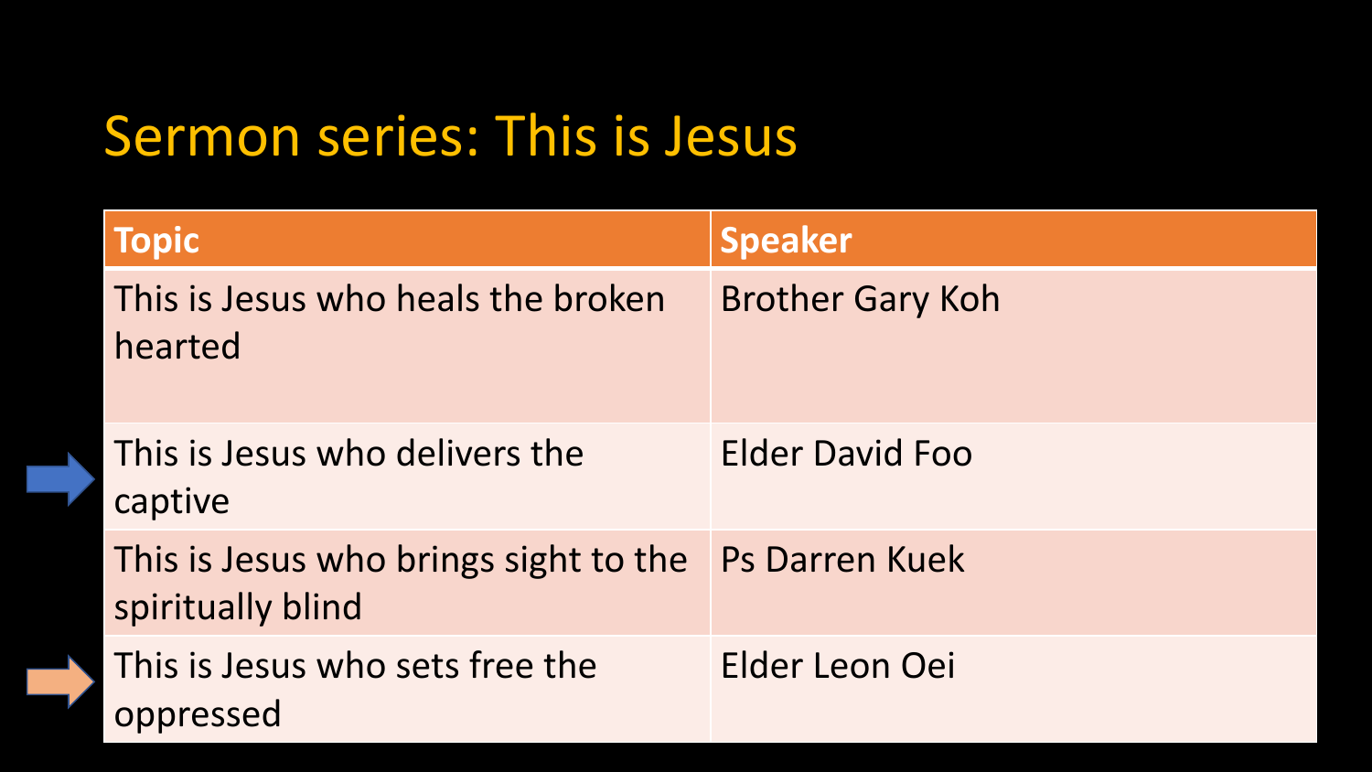# Sermon series: This is Jesus

| Topic | Speaker |
|---|---|
| This is Jesus who heals the broken hearted | Brother Gary Koh |
| This is Jesus who delivers the captive | Elder David Foo |
| This is Jesus who brings sight to the spiritually blind | Ps Darren Kuek |
| This is Jesus who sets free the oppressed | Elder Leon Oei |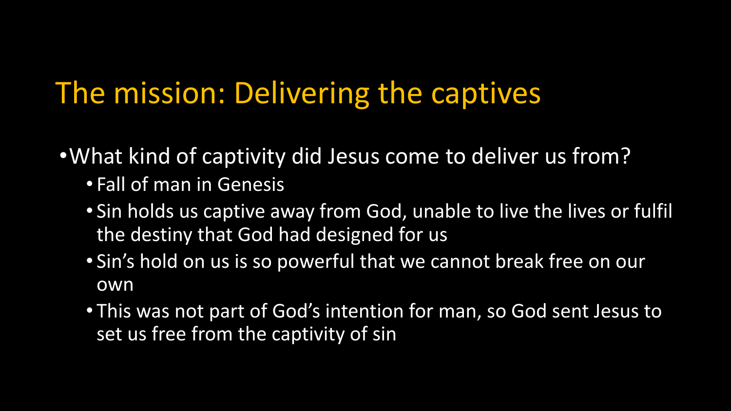# The mission: Delivering the captives

- What kind of captivity did Jesus come to deliver us from?
  - Fall of man in Genesis
  - Sin holds us captive away from God, unable to live the lives or fulfil the destiny that God had designed for us
  - Sin's hold on us is so powerful that we cannot break free on our own
  - This was not part of God's intention for man, so God sent Jesus to set us free from the captivity of sin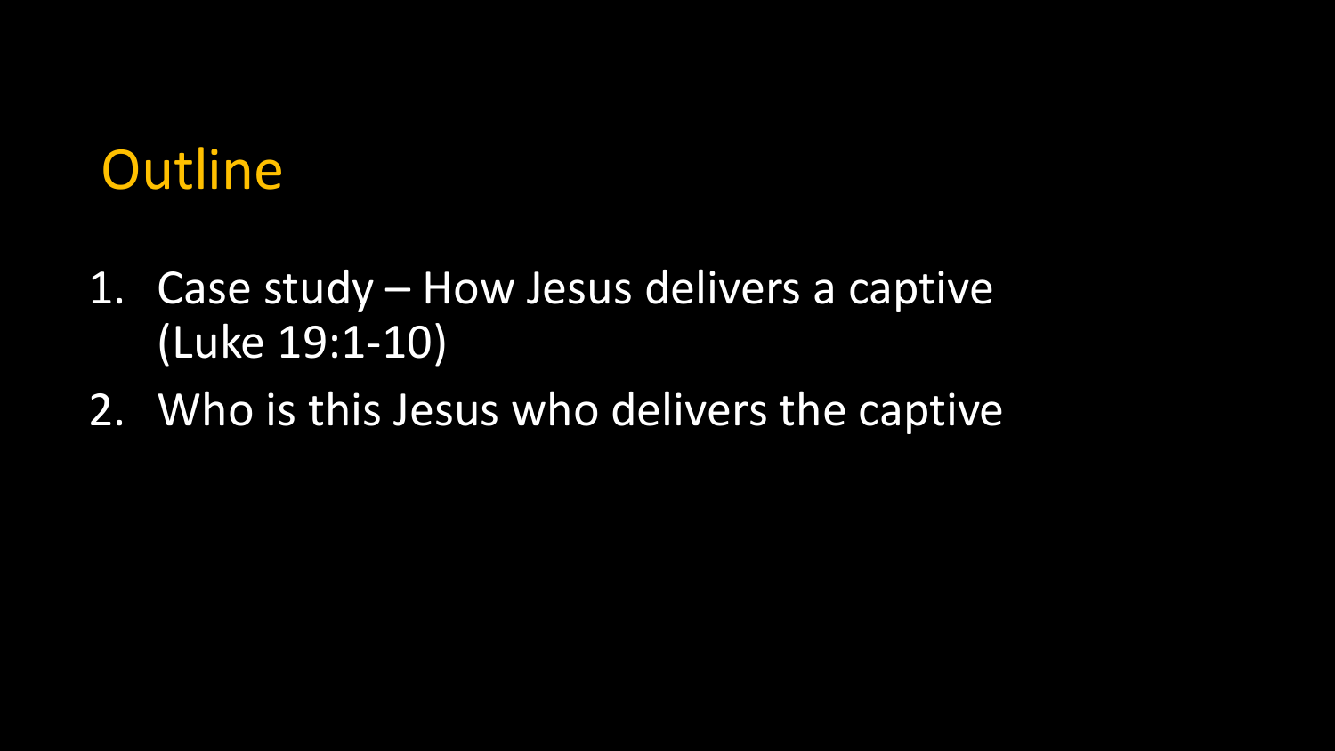# Outline

1. Case study – How Jesus delivers a captive (Luke 19:1-10)
2. Who is this Jesus who delivers the captive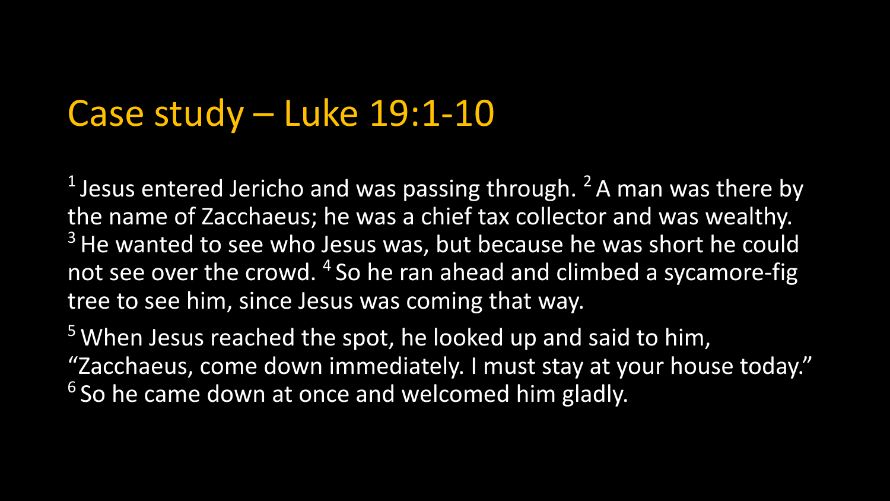# Case study – Luke 19:1-10

[1] Jesus entered Jericho and was passing through. [2] A man was there by the name of Zacchaeus; he was a chief tax collector and was wealthy. [3] He wanted to see who Jesus was, but because he was short he could not see over the crowd. [4] So he ran ahead and climbed a sycamore-fig tree to see him, since Jesus was coming that way.

[5] When Jesus reached the spot, he looked up and said to him, "Zacchaeus, come down immediately. I must stay at your house today." [6] So he came down at once and welcomed him gladly.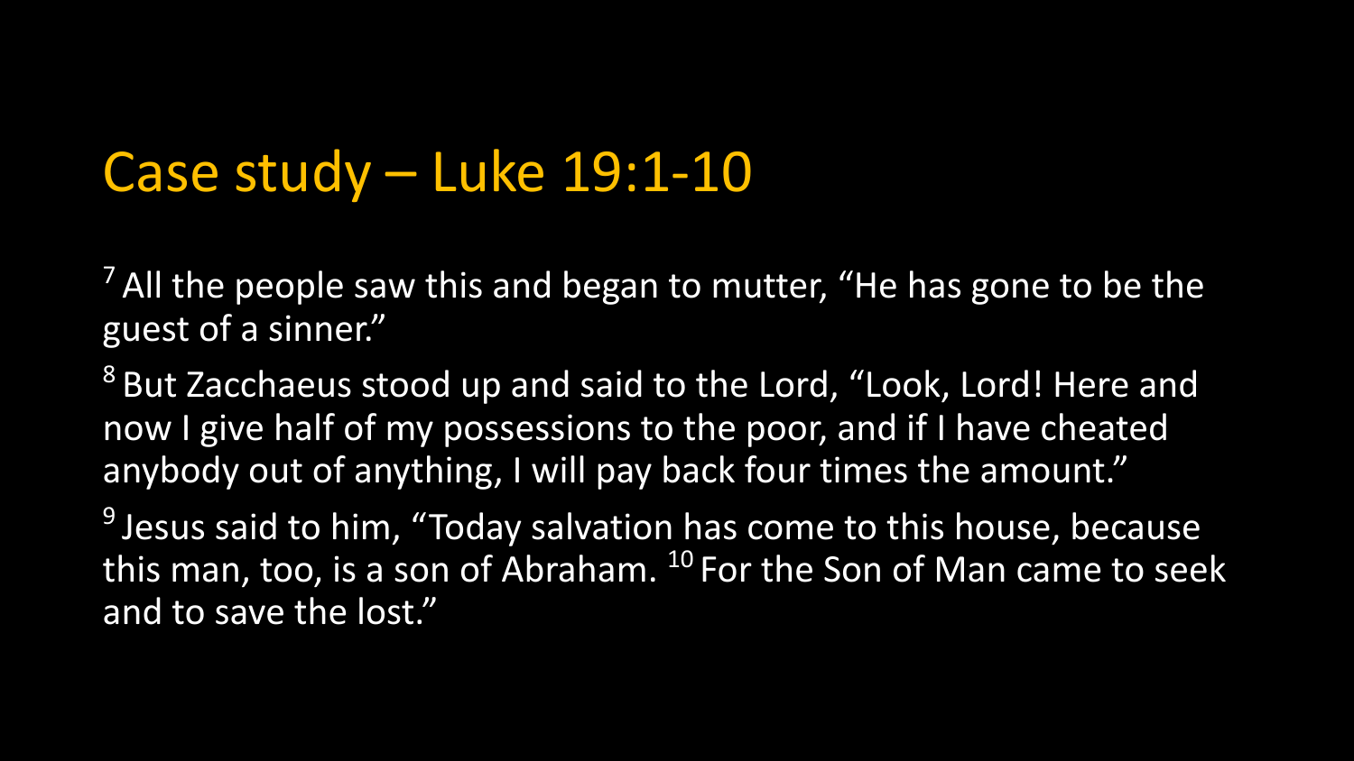# Case study – Luke 19:1-10

[7] All the people saw this and began to mutter, "He has gone to be the guest of a sinner."

[8] But Zacchaeus stood up and said to the Lord, "Look, Lord! Here and now I give half of my possessions to the poor, and if I have cheated anybody out of anything, I will pay back four times the amount."

[9] Jesus said to him, "Today salvation has come to this house, because this man, too, is a son of Abraham. [10] For the Son of Man came to seek and to save the lost."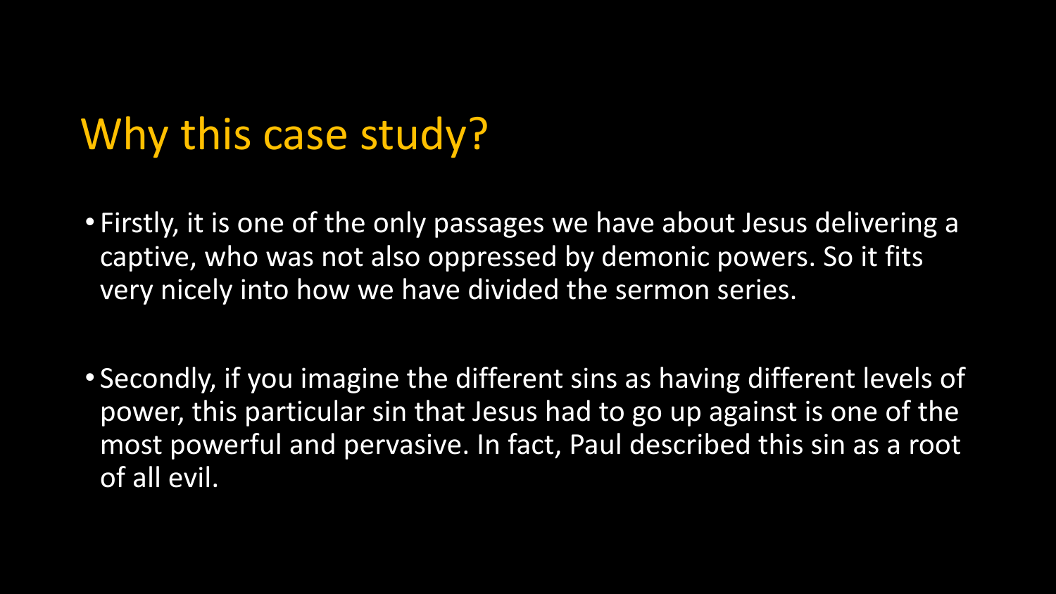# Why this case study?

- Firstly, it is one of the only passages we have about Jesus delivering a captive, who was not also oppressed by demonic powers. So it fits very nicely into how we have divided the sermon series.

- Secondly, if you imagine the different sins as having different levels of power, this particular sin that Jesus had to go up against is one of the most powerful and pervasive. In fact, Paul described this sin as a root of all evil.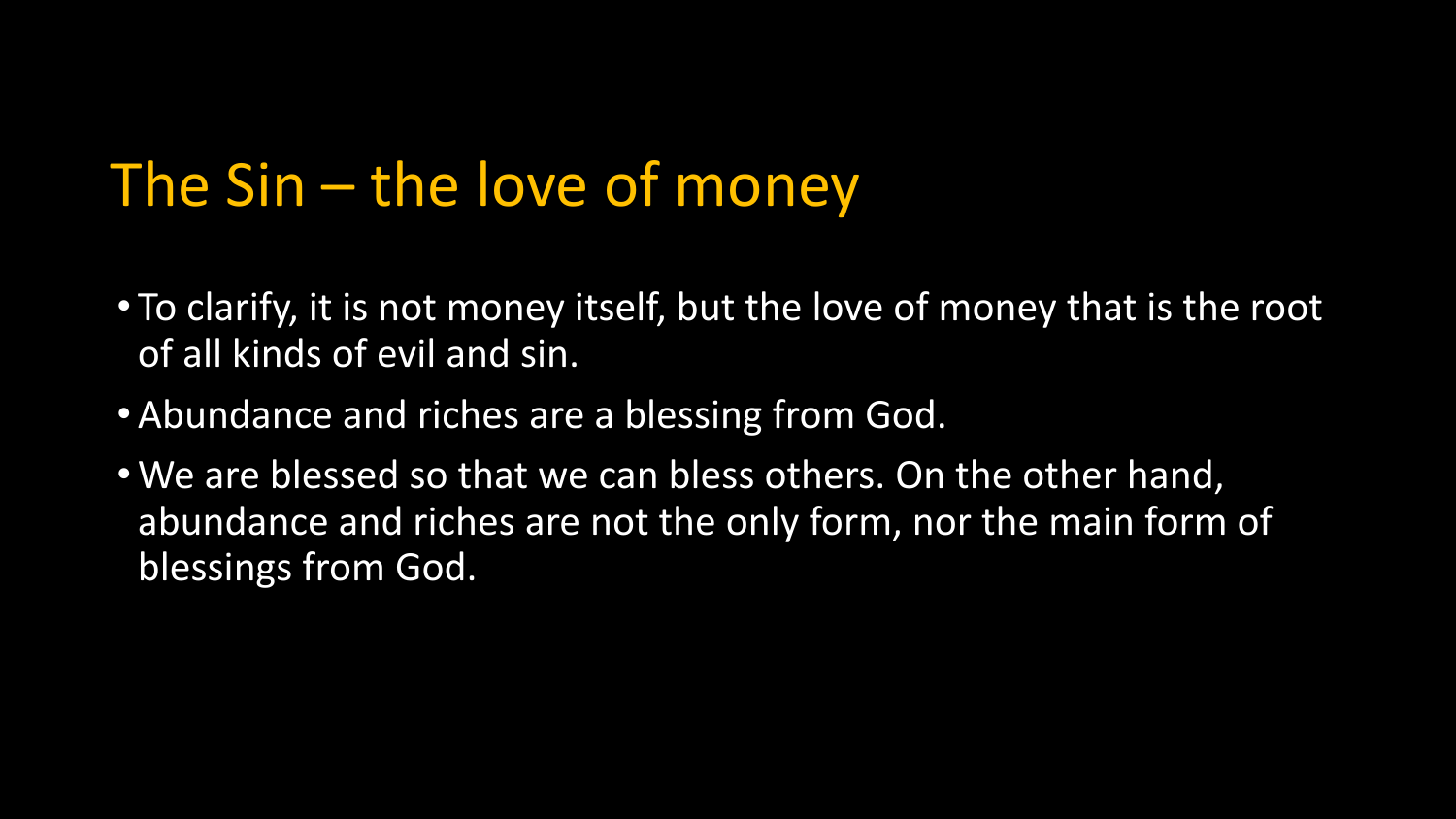# The Sin – the love of money

- To clarify, it is not money itself, but the love of money that is the root of all kinds of evil and sin.
- Abundance and riches are a blessing from God.
- We are blessed so that we can bless others. On the other hand, abundance and riches are not the only form, nor the main form of blessings from God.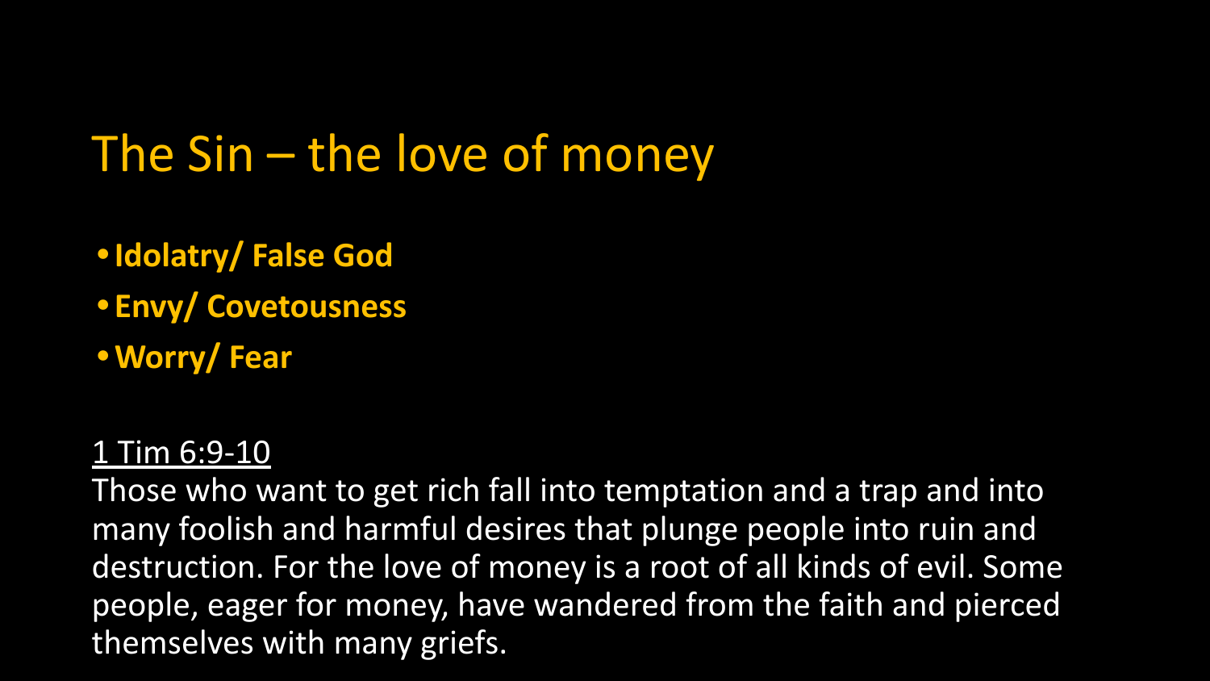# The Sin – the love of money

- **Idolatry/ False God**
- **Envy/ Covetousness**
- **Worry/ Fear**

1 Tim 6:9-10

Those who want to get rich fall into temptation and a trap and into many foolish and harmful desires that plunge people into ruin and destruction. For the love of money is a root of all kinds of evil. Some people, eager for money, have wandered from the faith and pierced themselves with many griefs.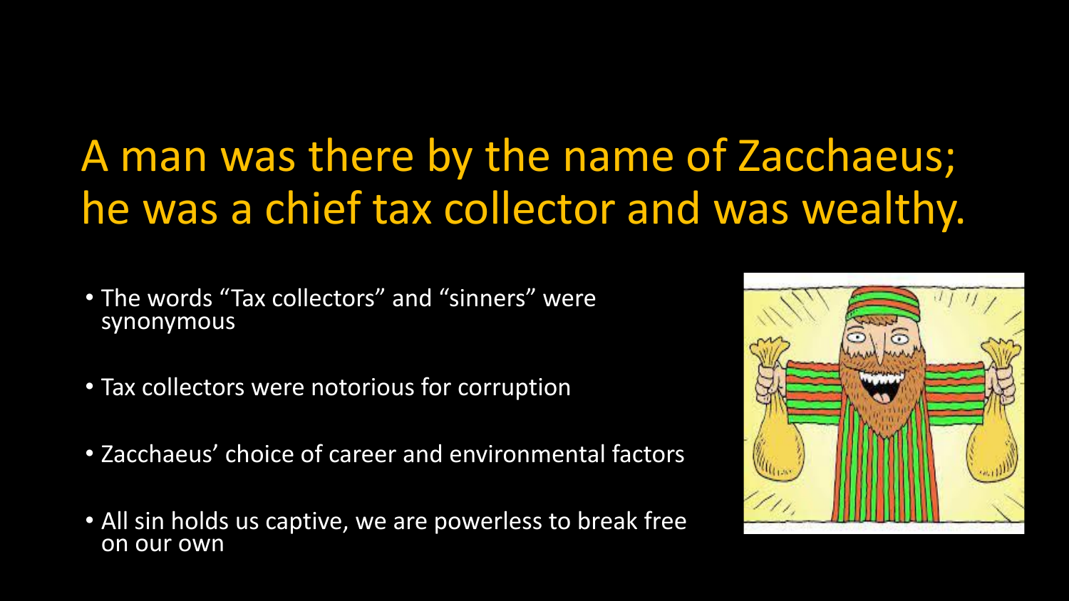# A man was there by the name of Zacchaeus; he was a chief tax collector and was wealthy.

- The words “Tax collectors” and “sinners” were synonymous
- Tax collectors were notorious for corruption
- Zacchaeus’ choice of career and environmental factors
- All sin holds us captive, we are powerless to break free on our own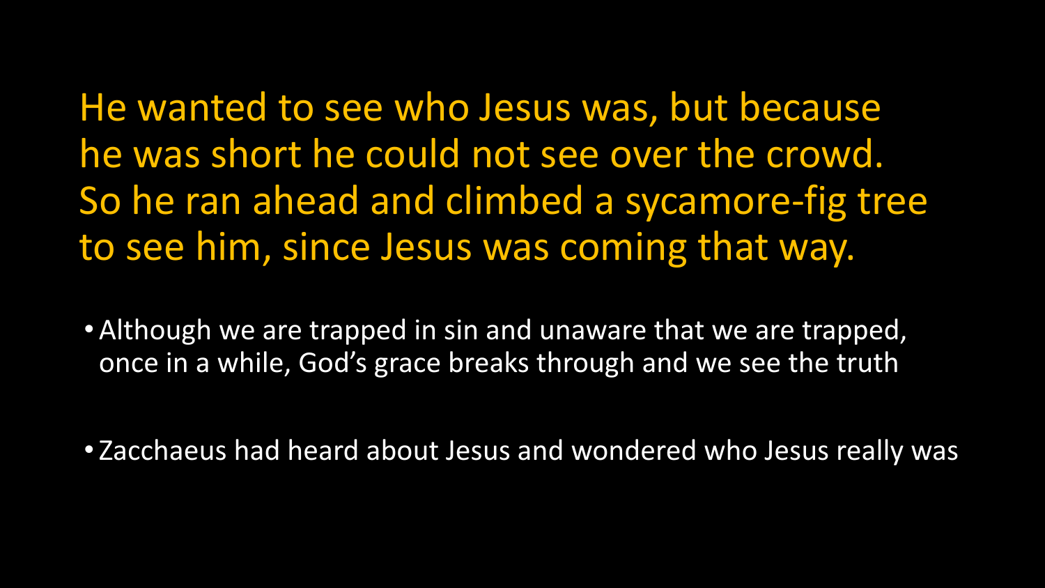He wanted to see who Jesus was, but because he was short he could not see over the crowd. So he ran ahead and climbed a sycamore-fig tree to see him, since Jesus was coming that way.

- Although we are trapped in sin and unaware that we are trapped, once in a while, God's grace breaks through and we see the truth
- Zacchaeus had heard about Jesus and wondered who Jesus really was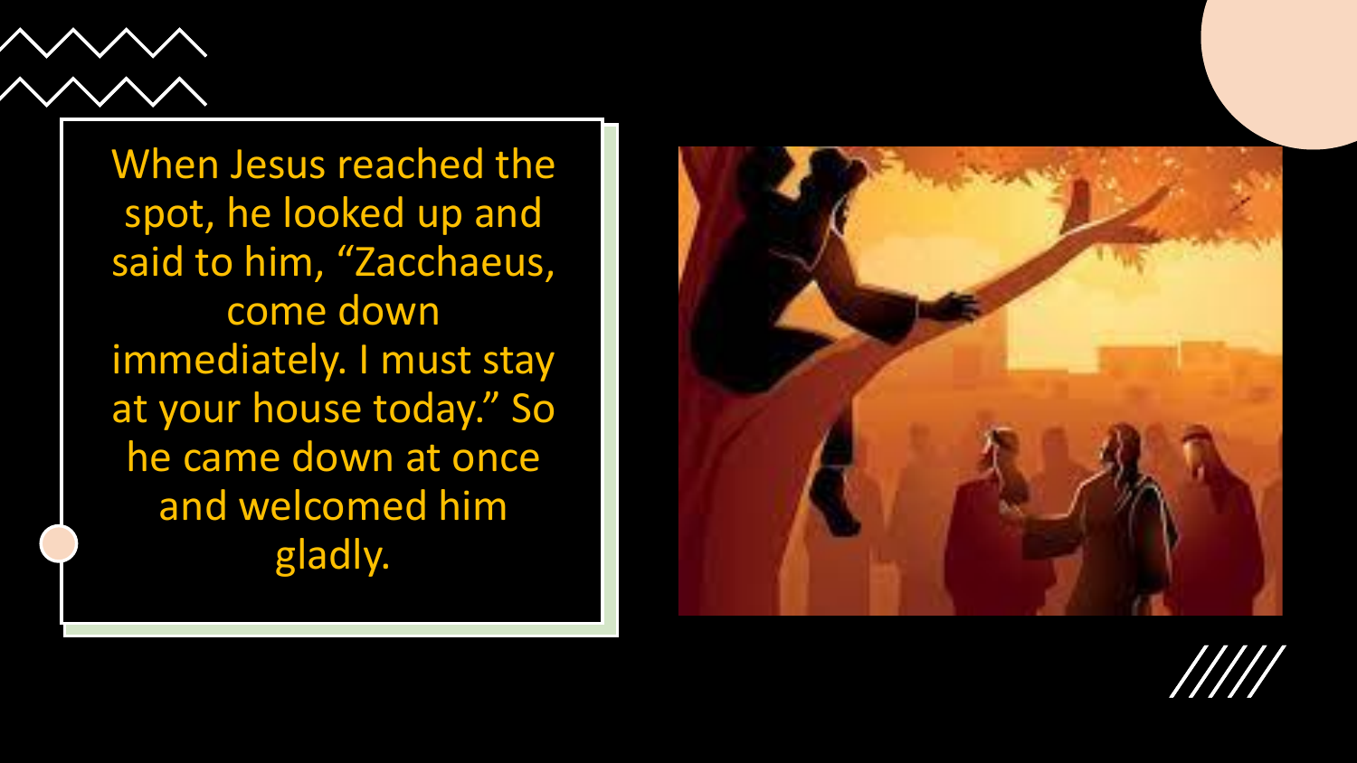When Jesus reached the spot, he looked up and said to him, “Zacchaeus, come down immediately. I must stay at your house today.” So he came down at once and welcomed him gladly.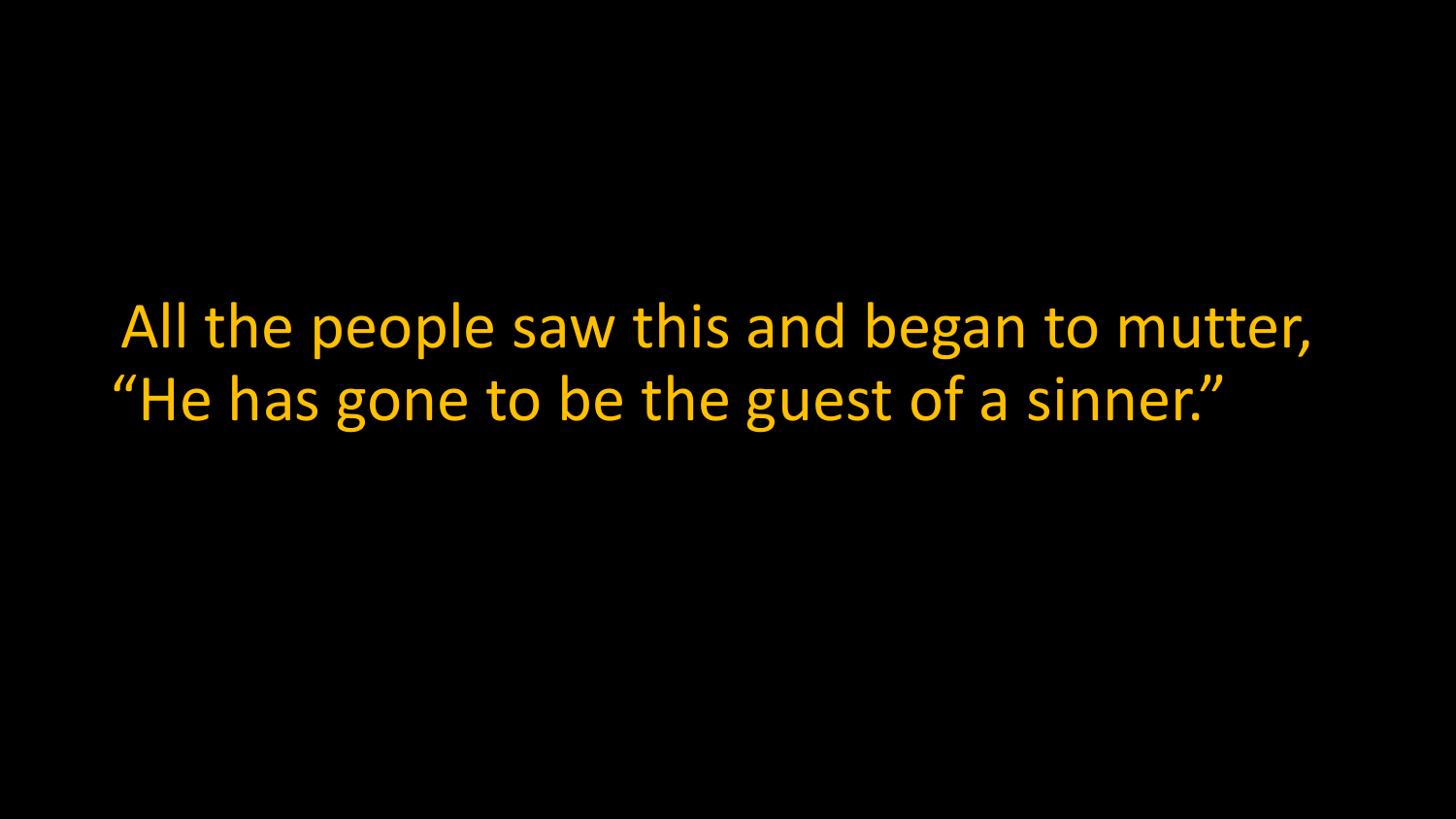All the people saw this and began to mutter, "He has gone to be the guest of a sinner."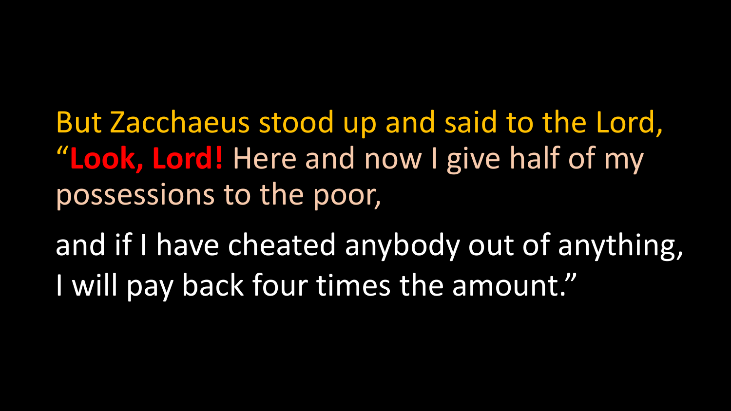But Zacchaeus stood up and said to the Lord, “**Look, Lord!** Here and now I give half of my possessions to the poor,

and if I have cheated anybody out of anything, I will pay back four times the amount.”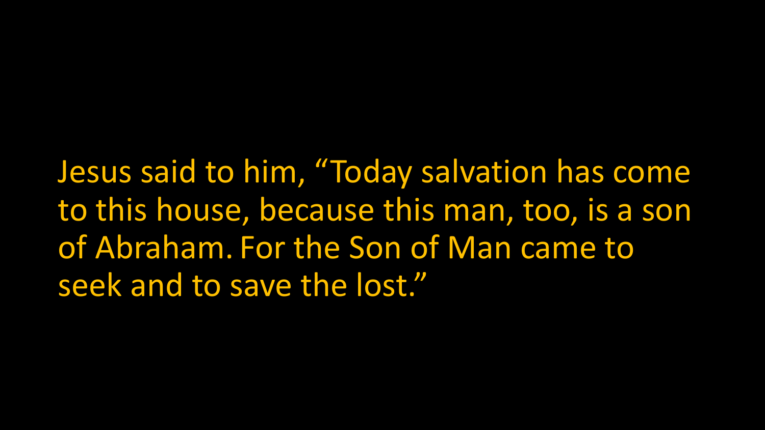Jesus said to him, “Today salvation has come to this house, because this man, too, is a son of Abraham. For the Son of Man came to seek and to save the lost.”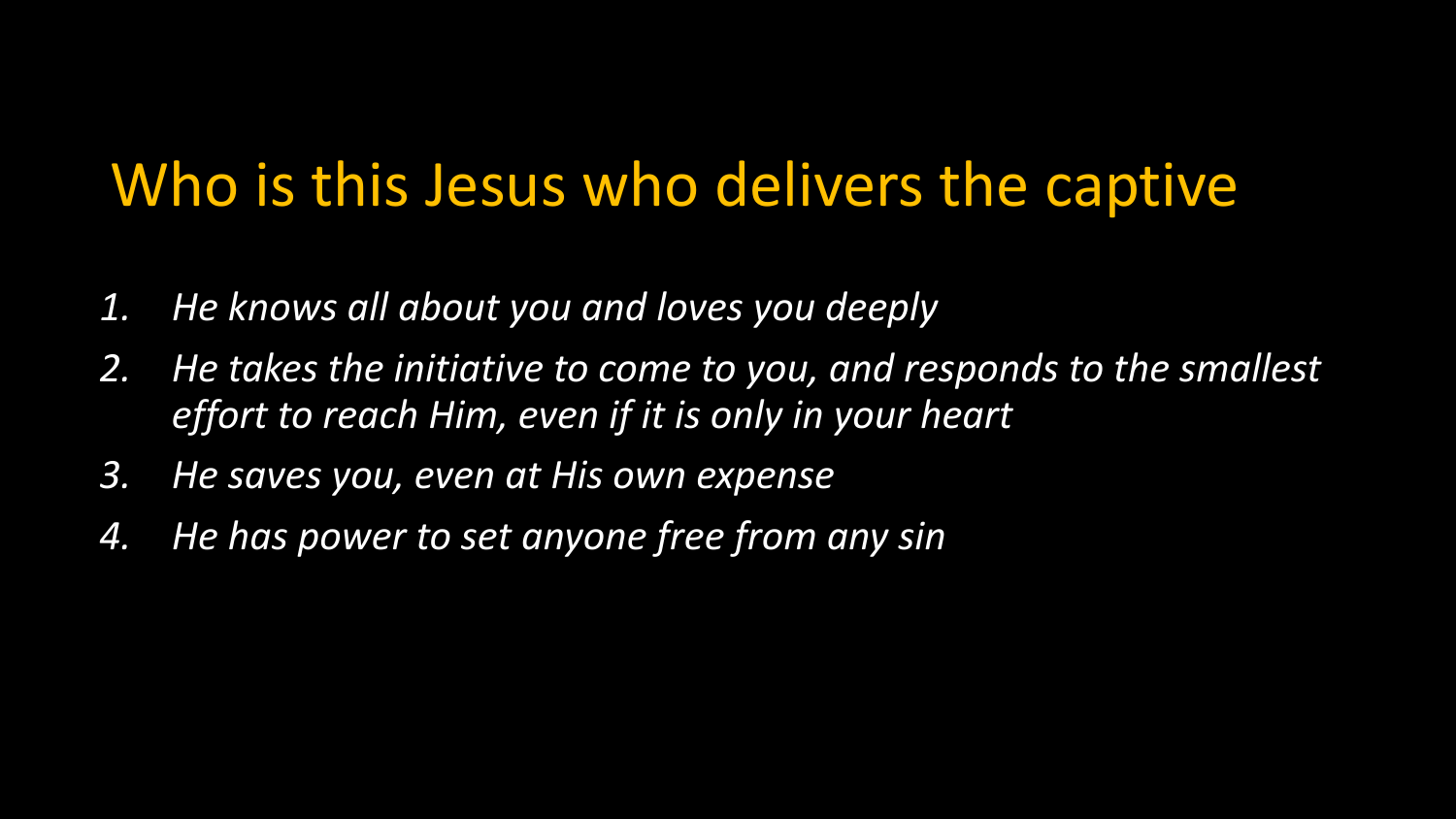# Who is this Jesus who delivers the captive

1. *He knows all about you and loves you deeply*
2. *He takes the initiative to come to you, and responds to the smallest effort to reach Him, even if it is only in your heart*
3. *He saves you, even at His own expense*
4. *He has power to set anyone free from any sin*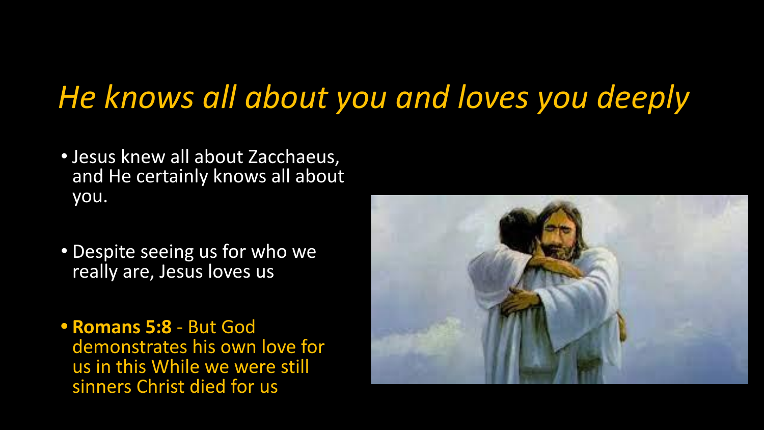# *He knows all about you and loves you deeply*

- Jesus knew all about Zacchaeus, and He certainly knows all about you.
- Despite seeing us for who we really are, Jesus loves us
- **Romans 5:8** - But God demonstrates his own love for us in this While we were still sinners Christ died for us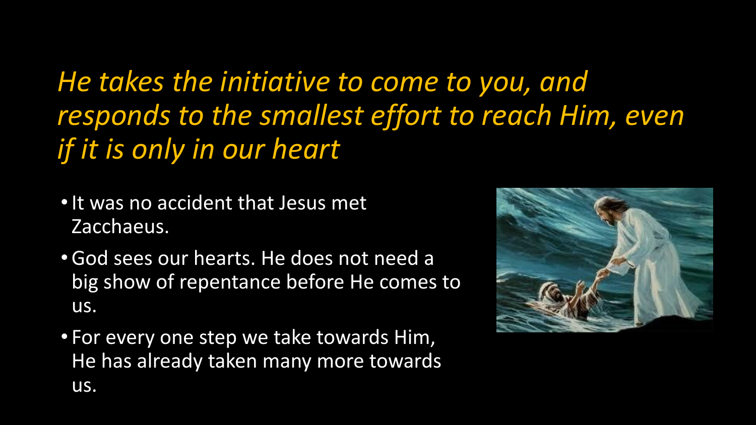## *He takes the initiative to come to you, and responds to the smallest effort to reach Him, even if it is only in our heart*

- It was no accident that Jesus met Zacchaeus.
- God sees our hearts. He does not need a big show of repentance before He comes to us.
- For every one step we take towards Him, He has already taken many more towards us.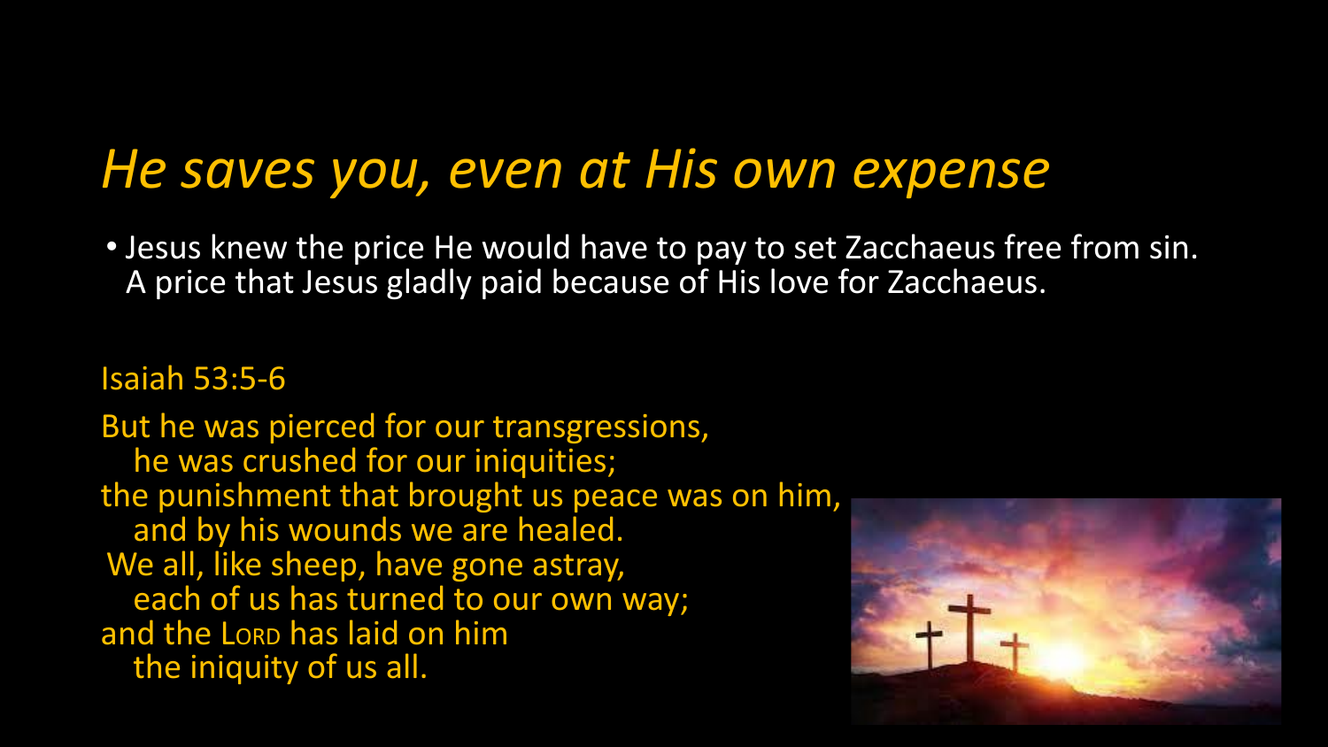# *He saves you, even at His own expense*

- Jesus knew the price He would have to pay to set Zacchaeus free from sin. A price that Jesus gladly paid because of His love for Zacchaeus.

Isaiah 53:5-6

But he was pierced for our transgressions,
   he was crushed for our iniquities;
the punishment that brought us peace was on him,
   and by his wounds we are healed.
We all, like sheep, have gone astray,
   each of us has turned to our own way;
and the Lord has laid on him
   the iniquity of us all.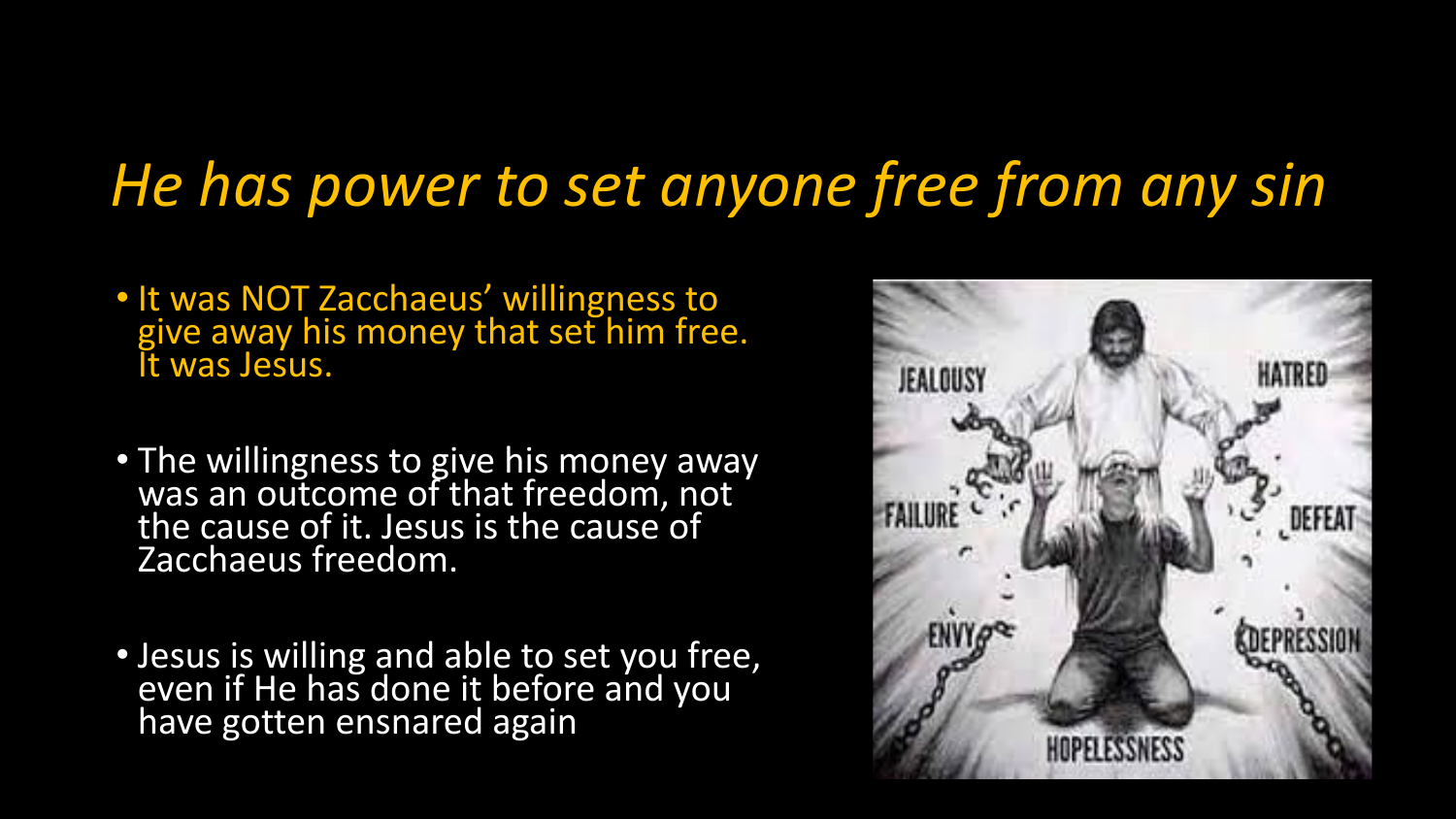# *He has power to set anyone free from any sin*

- It was NOT Zacchaeus' willingness to give away his money that set him free. It was Jesus.
- The willingness to give his money away was an outcome of that freedom, not the cause of it. Jesus is the cause of Zacchaeus freedom.
- Jesus is willing and able to set you free, even if He has done it before and you have gotten ensnared again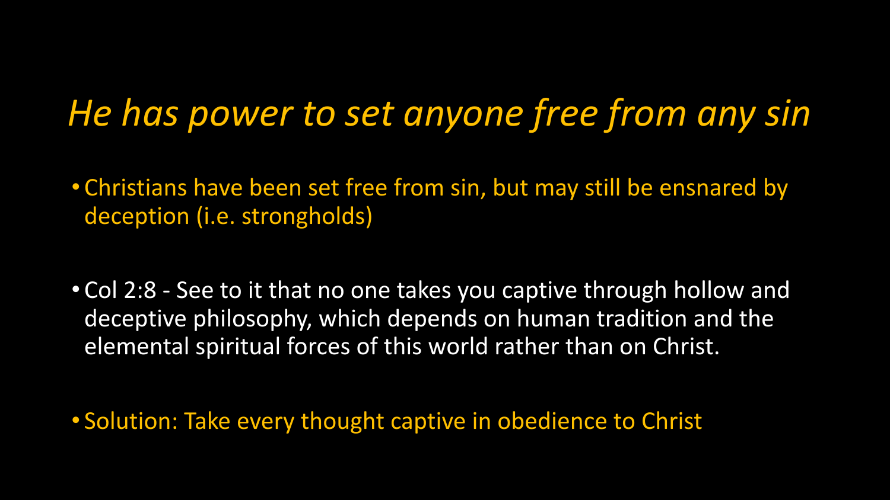# *He has power to set anyone free from any sin*

- Christians have been set free from sin, but may still be ensnared by deception (i.e. strongholds)

- Col 2:8 - See to it that no one takes you captive through hollow and deceptive philosophy, which depends on human tradition and the elemental spiritual forces of this world rather than on Christ.

- Solution: Take every thought captive in obedience to Christ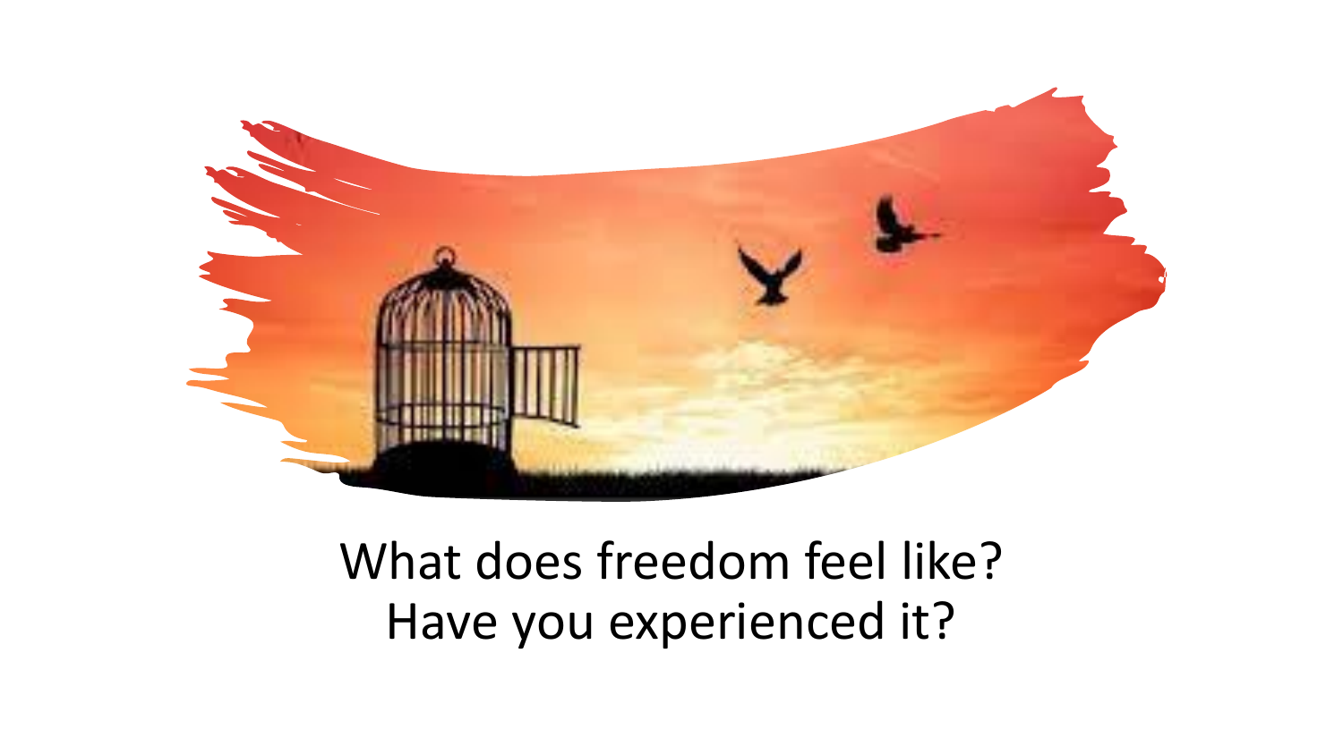What does freedom feel like?
Have you experienced it?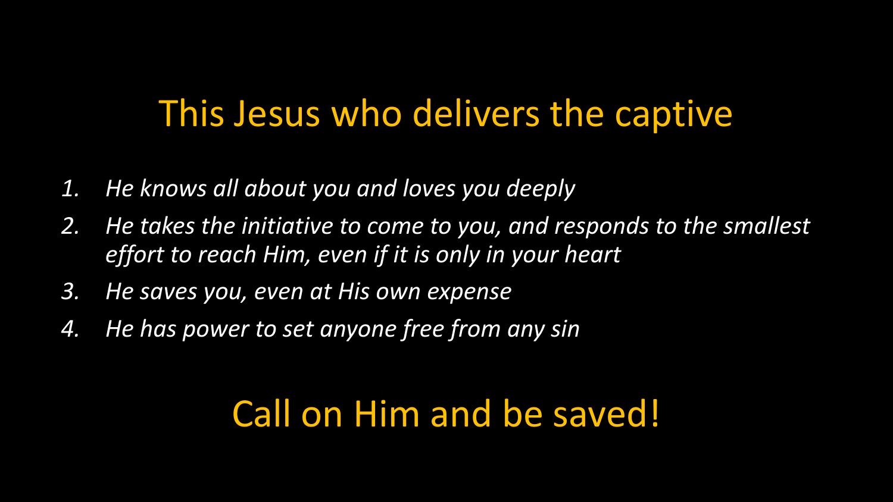# This Jesus who delivers the captive

1. *He knows all about you and loves you deeply*
2. *He takes the initiative to come to you, and responds to the smallest effort to reach Him, even if it is only in your heart*
3. *He saves you, even at His own expense*
4. *He has power to set anyone free from any sin*

## Call on Him and be saved!